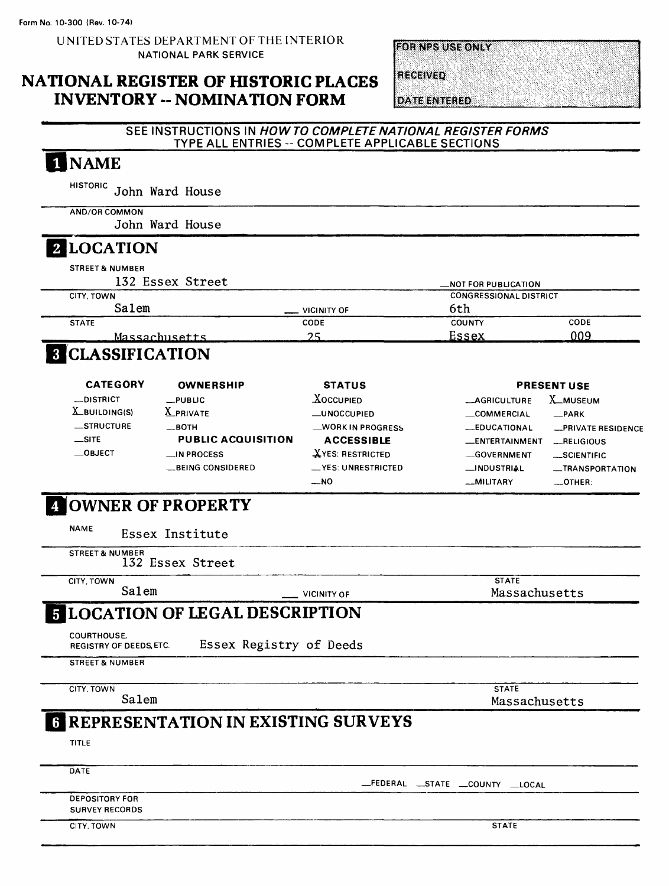Form No. 10-300 (Rev. 10-74)

UNITED STATES DEPARTMENT OF THE INTERIOR
NATIONAL PARK SERVICE

# NATIONAL REGISTER OF HISTORIC PLACES INVENTORY -- NOMINATION FORM

FOR NPS USE ONLY

RECEIVED

DATE ENTERED

SEE INSTRUCTIONS IN *HOW TO COMPLETE NATIONAL REGISTER FORMS*
TYPE ALL ENTRIES -- COMPLETE APPLICABLE SECTIONS

## 1 NAME

HISTORIC John Ward House

AND/OR COMMON John Ward House

## 2 LOCATION

STREET & NUMBER 132 Essex Street

__NOT FOR PUBLICATION

CITY, TOWN Salem __ VICINITY OF

CONGRESSIONAL DISTRICT 6th

STATE Massachusetts CODE 25 COUNTY Essex CODE 009

## 3 CLASSIFICATION

| CATEGORY | OWNERSHIP | STATUS | PRESENT USE | |
|---|---|---|---|---|
| __DISTRICT | __PUBLIC | X OCCUPIED | __AGRICULTURE | X MUSEUM |
| X BUILDING(S) | X PRIVATE | __UNOCCUPIED | __COMMERCIAL | __PARK |
| __STRUCTURE | __BOTH | __WORK IN PROGRESS | __EDUCATIONAL | __PRIVATE RESIDENCE |
| __SITE | **PUBLIC ACQUISITION** | **ACCESSIBLE** | __ENTERTAINMENT | __RELIGIOUS |
| __OBJECT | __IN PROCESS | X YES: RESTRICTED | __GOVERNMENT | __SCIENTIFIC |
| | __BEING CONSIDERED | __YES: UNRESTRICTED | __INDUSTRIAL | __TRANSPORTATION |
| | | __NO | __MILITARY | __OTHER: |

## 4 OWNER OF PROPERTY

NAME Essex Institute

STREET & NUMBER 132 Essex Street

CITY, TOWN Salem __ VICINITY OF STATE Massachusetts

## 5 LOCATION OF LEGAL DESCRIPTION

COURTHOUSE, REGISTRY OF DEEDS, ETC. Essex Registry of Deeds

STREET & NUMBER

CITY, TOWN Salem STATE Massachusetts

## 6 REPRESENTATION IN EXISTING SURVEYS

TITLE

DATE

__FEDERAL __STATE __COUNTY __LOCAL

DEPOSITORY FOR SURVEY RECORDS

CITY, TOWN STATE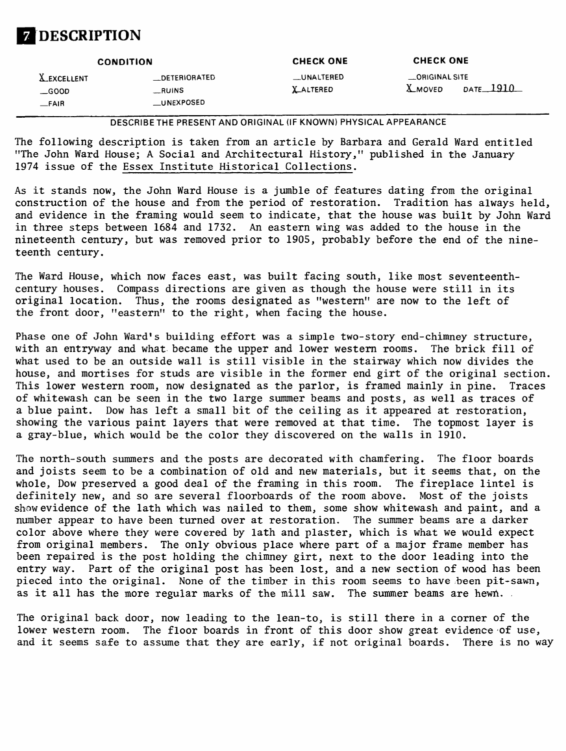# 7 DESCRIPTION

| CONDITION | | CHECK ONE | CHECK ONE |
|---|---|---|---|
| X EXCELLENT | __DETERIORATED | __UNALTERED | __ORIGINAL SITE |
| __GOOD | __RUINS | X ALTERED | X MOVED DATE 1910 |
| __FAIR | __UNEXPOSED | | |

DESCRIBE THE PRESENT AND ORIGINAL (IF KNOWN) PHYSICAL APPEARANCE

The following description is taken from an article by Barbara and Gerald Ward entitled "The John Ward House; A Social and Architectural History," published in the January 1974 issue of the Essex Institute Historical Collections.

As it stands now, the John Ward House is a jumble of features dating from the original construction of the house and from the period of restoration. Tradition has always held, and evidence in the framing would seem to indicate, that the house was built by John Ward in three steps between 1684 and 1732. An eastern wing was added to the house in the nineteenth century, but was removed prior to 1905, probably before the end of the nineteenth century.

The Ward House, which now faces east, was built facing south, like most seventeenth-century houses. Compass directions are given as though the house were still in its original location. Thus, the rooms designated as "western" are now to the left of the front door, "eastern" to the right, when facing the house.

Phase one of John Ward's building effort was a simple two-story end-chimney structure, with an entryway and what became the upper and lower western rooms. The brick fill of what used to be an outside wall is still visible in the stairway which now divides the house, and mortises for studs are visible in the former end girt of the original section. This lower western room, now designated as the parlor, is framed mainly in pine. Traces of whitewash can be seen in the two large summer beams and posts, as well as traces of a blue paint. Dow has left a small bit of the ceiling as it appeared at restoration, showing the various paint layers that were removed at that time. The topmost layer is a gray-blue, which would be the color they discovered on the walls in 1910.

The north-south summers and the posts are decorated with chamfering. The floor boards and joists seem to be a combination of old and new materials, but it seems that, on the whole, Dow preserved a good deal of the framing in this room. The fireplace lintel is definitely new, and so are several floorboards of the room above. Most of the joists show evidence of the lath which was nailed to them, some show whitewash and paint, and a number appear to have been turned over at restoration. The summer beams are a darker color above where they were covered by lath and plaster, which is what we would expect from original members. The only obvious place where part of a major frame member has been repaired is the post holding the chimney girt, next to the door leading into the entry way. Part of the original post has been lost, and a new section of wood has been pieced into the original. None of the timber in this room seems to have been pit-sawn, as it all has the more regular marks of the mill saw. The summer beams are hewn.

The original back door, now leading to the lean-to, is still there in a corner of the lower western room. The floor boards in front of this door show great evidence of use, and it seems safe to assume that they are early, if not original boards. There is no way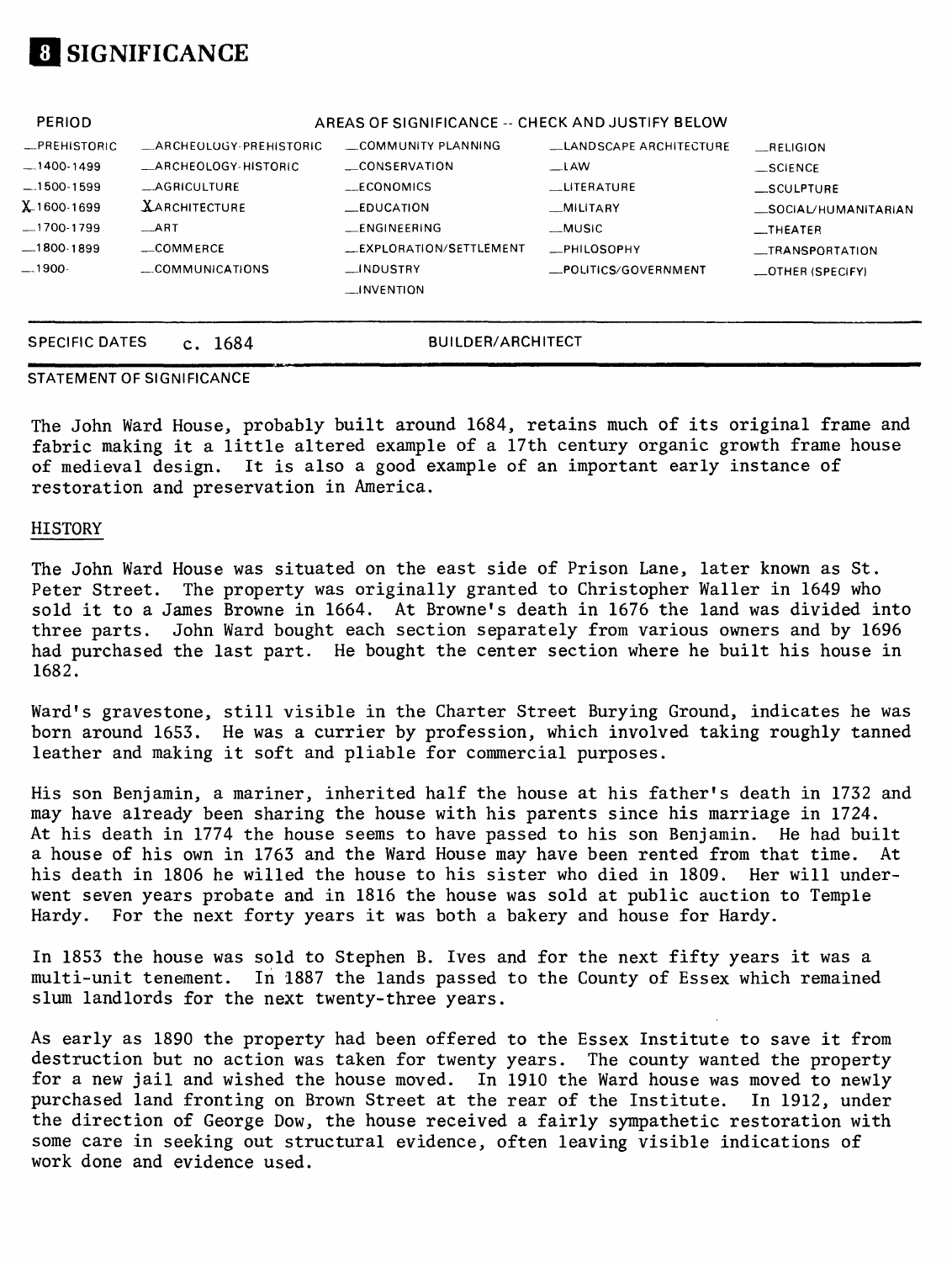# 8 SIGNIFICANCE

| PERIOD | AREAS OF SIGNIFICANCE -- CHECK AND JUSTIFY BELOW | | | | |
|---|---|---|---|---|---|
| __PREHISTORIC | __ARCHEOLOGY-PREHISTORIC | __COMMUNITY PLANNING | __LANDSCAPE ARCHITECTURE | __RELIGION |
| __1400-1499 | __ARCHEOLOGY-HISTORIC | __CONSERVATION | __LAW | __SCIENCE |
| __1500-1599 | __AGRICULTURE | __ECONOMICS | __LITERATURE | __SCULPTURE |
| X 1600-1699 | X ARCHITECTURE | __EDUCATION | __MILITARY | __SOCIAL/HUMANITARIAN |
| __1700-1799 | __ART | __ENGINEERING | __MUSIC | __THEATER |
| __1800-1899 | __COMMERCE | __EXPLORATION/SETTLEMENT | __PHILOSOPHY | __TRANSPORTATION |
| __1900- | __COMMUNICATIONS | __INDUSTRY | __POLITICS/GOVERNMENT | __OTHER (SPECIFY) |
| | | __INVENTION | | |

SPECIFIC DATES c. 1684 BUILDER/ARCHITECT

STATEMENT OF SIGNIFICANCE

The John Ward House, probably built around 1684, retains much of its original frame and fabric making it a little altered example of a 17th century organic growth frame house of medieval design. It is also a good example of an important early instance of restoration and preservation in America.

## HISTORY

The John Ward House was situated on the east side of Prison Lane, later known as St. Peter Street. The property was originally granted to Christopher Waller in 1649 who sold it to a James Browne in 1664. At Browne's death in 1676 the land was divided into three parts. John Ward bought each section separately from various owners and by 1696 had purchased the last part. He bought the center section where he built his house in 1682.

Ward's gravestone, still visible in the Charter Street Burying Ground, indicates he was born around 1653. He was a currier by profession, which involved taking roughly tanned leather and making it soft and pliable for commercial purposes.

His son Benjamin, a mariner, inherited half the house at his father's death in 1732 and may have already been sharing the house with his parents since his marriage in 1724. At his death in 1774 the house seems to have passed to his son Benjamin. He had built a house of his own in 1763 and the Ward House may have been rented from that time. At his death in 1806 he willed the house to his sister who died in 1809. Her will underwent seven years probate and in 1816 the house was sold at public auction to Temple Hardy. For the next forty years it was both a bakery and house for Hardy.

In 1853 the house was sold to Stephen B. Ives and for the next fifty years it was a multi-unit tenement. In 1887 the lands passed to the County of Essex which remained slum landlords for the next twenty-three years.

As early as 1890 the property had been offered to the Essex Institute to save it from destruction but no action was taken for twenty years. The county wanted the property for a new jail and wished the house moved. In 1910 the Ward house was moved to newly purchased land fronting on Brown Street at the rear of the Institute. In 1912, under the direction of George Dow, the house received a fairly sympathetic restoration with some care in seeking out structural evidence, often leaving visible indications of work done and evidence used.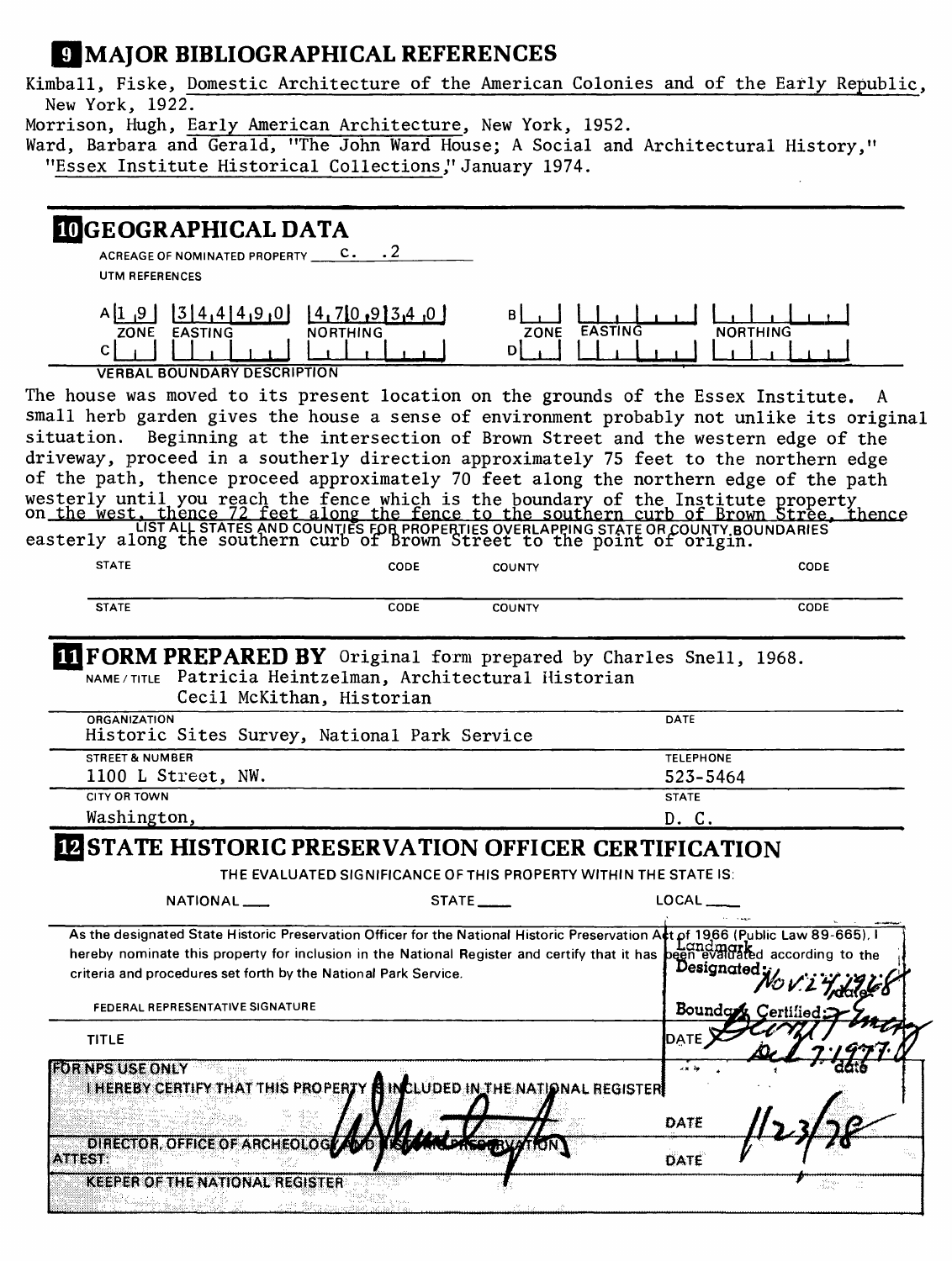## 9 MAJOR BIBLIOGRAPHICAL REFERENCES

Kimball, Fiske, Domestic Architecture of the American Colonies and of the Early Republic, New York, 1922.

Morrison, Hugh, Early American Architecture, New York, 1952.

Ward, Barbara and Gerald, "The John Ward House; A Social and Architectural History," "Essex Institute Historical Collections," January 1974.

## 10 GEOGRAPHICAL DATA

ACREAGE OF NOMINATED PROPERTY c. .2

UTM REFERENCES

| | ZONE | EASTING | NORTHING |
|---|---|---|---|
| A | 1 9 | 3 4 4 4 9 0 | 4 7 0 9 3 4 0 |
| B | | | |
| C | | | |
| D | | | |

VERBAL BOUNDARY DESCRIPTION

The house was moved to its present location on the grounds of the Essex Institute. A small herb garden gives the house a sense of environment probably not unlike its original situation. Beginning at the intersection of Brown Street and the western edge of the driveway, proceed in a southerly direction approximately 75 feet to the northern edge of the path, thence proceed approximately 70 feet along the northern edge of the path westerly until you reach the fence which is the boundary of the Institute property on the west, thence 72 feet along the fence to the southern curb of Brown Stree, thence easterly along the southern curb of Brown Street to the point of origin.

LIST ALL STATES AND COUNTIES FOR PROPERTIES OVERLAPPING STATE OR COUNTY BOUNDARIES

| STATE | CODE | COUNTY | CODE |
|---|---|---|---|
| | | | |
| | | | |

## 11 FORM PREPARED BY

Original form prepared by Charles Snell, 1968.

NAME / TITLE Patricia Heintzelman, Architectural Historian
Cecil McKithan, Historian

| ORGANIZATION | DATE |
|---|---|
| Historic Sites Survey, National Park Service | |
| **STREET & NUMBER** | **TELEPHONE** |
| 1100 L Street, NW. | 523-5464 |
| **CITY OR TOWN** | **STATE** |
| Washington, | D. C. |

## 12 STATE HISTORIC PRESERVATION OFFICER CERTIFICATION

THE EVALUATED SIGNIFICANCE OF THIS PROPERTY WITHIN THE STATE IS:

NATIONAL ___ STATE ___ LOCAL ___

As the designated State Historic Preservation Officer for the National Historic Preservation Act of 1966 (Public Law 89-665), I hereby nominate this property for inclusion in the National Register and certify that it has been evaluated according to the criteria and procedures set forth by the National Park Service.

Landmark Designated: Nov 24, 1968 date

Boundary Certified: date Oct 7, 1977

FEDERAL REPRESENTATIVE SIGNATURE

TITLE DATE

FOR NPS USE ONLY

I HEREBY CERTIFY THAT THIS PROPERTY IS INCLUDED IN THE NATIONAL REGISTER

DATE 11/23/78

DIRECTOR, OFFICE OF ARCHEOLOGY AND HISTORIC PRESERVATION

ATTEST: DATE

KEEPER OF THE NATIONAL REGISTER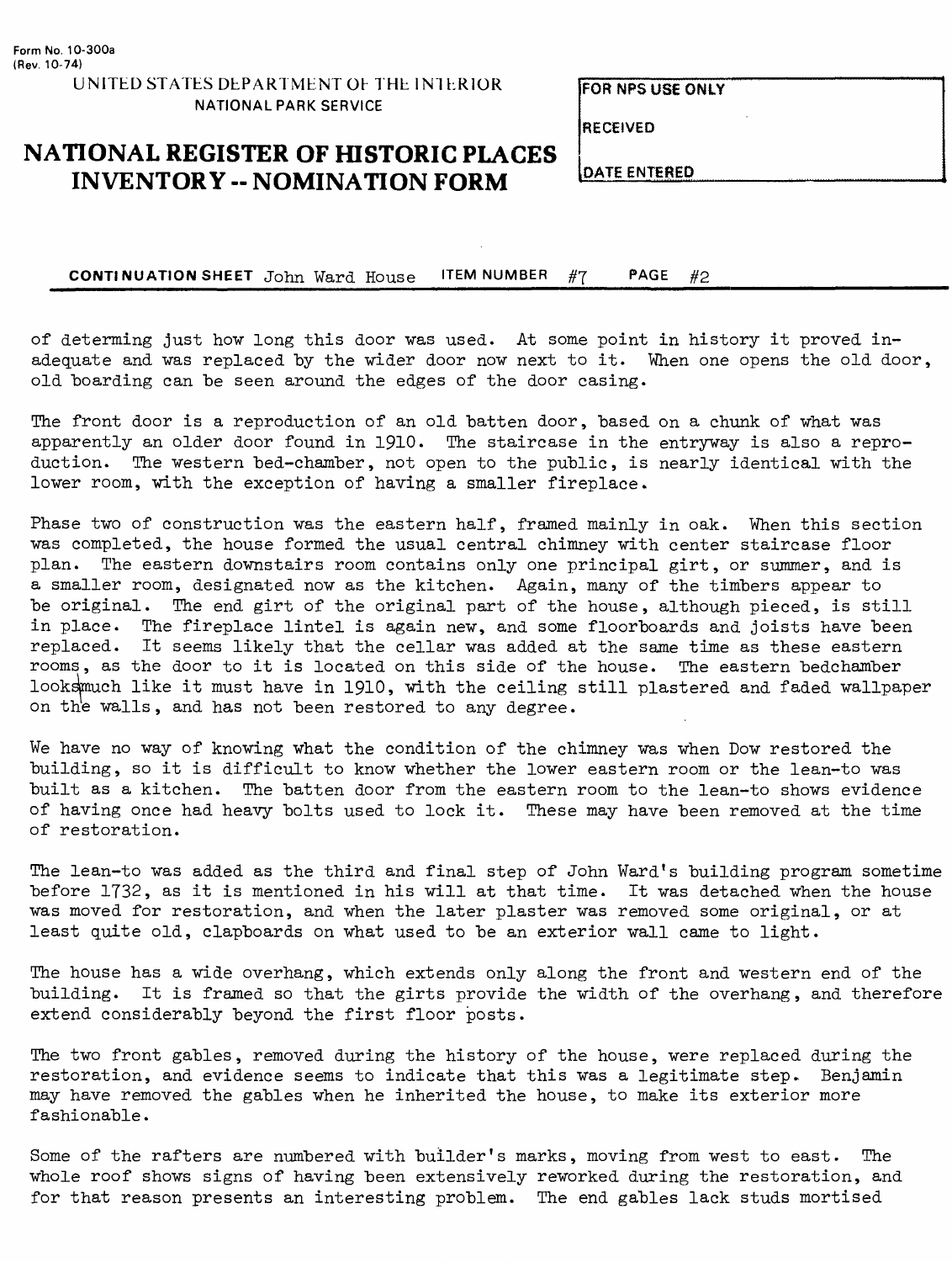**CONTINUATION SHEET** John Ward House **ITEM NUMBER** #7 **PAGE** #2

of determing just how long this door was used. At some point in history it proved inadequate and was replaced by the wider door now next to it. When one opens the old door, old boarding can be seen around the edges of the door casing.

The front door is a reproduction of an old batten door, based on a chunk of what was apparently an older door found in 1910. The staircase in the entryway is also a reproduction. The western bed-chamber, not open to the public, is nearly identical with the lower room, with the exception of having a smaller fireplace.

Phase two of construction was the eastern half, framed mainly in oak. When this section was completed, the house formed the usual central chimney with center staircase floor plan. The eastern downstairs room contains only one principal girt, or summer, and is a smaller room, designated now as the kitchen. Again, many of the timbers appear to be original. The end girt of the original part of the house, although pieced, is still in place. The fireplace lintel is again new, and some floorboards and joists have been replaced. It seems likely that the cellar was added at the same time as these eastern rooms, as the door to it is located on this side of the house. The eastern bedchamber looks much like it must have in 1910, with the ceiling still plastered and faded wallpaper on the walls, and has not been restored to any degree.

We have no way of knowing what the condition of the chimney was when Dow restored the building, so it is difficult to know whether the lower eastern room or the lean-to was built as a kitchen. The batten door from the eastern room to the lean-to shows evidence of having once had heavy bolts used to lock it. These may have been removed at the time of restoration.

The lean-to was added as the third and final step of John Ward's building program sometime before 1732, as it is mentioned in his will at that time. It was detached when the house was moved for restoration, and when the later plaster was removed some original, or at least quite old, clapboards on what used to be an exterior wall came to light.

The house has a wide overhang, which extends only along the front and western end of the building. It is framed so that the girts provide the width of the overhang, and therefore extend considerably beyond the first floor posts.

The two front gables, removed during the history of the house, were replaced during the restoration, and evidence seems to indicate that this was a legitimate step. Benjamin may have removed the gables when he inherited the house, to make its exterior more fashionable.

Some of the rafters are numbered with builder's marks, moving from west to east. The whole roof shows signs of having been extensively reworked during the restoration, and for that reason presents an interesting problem. The end gables lack studs mortised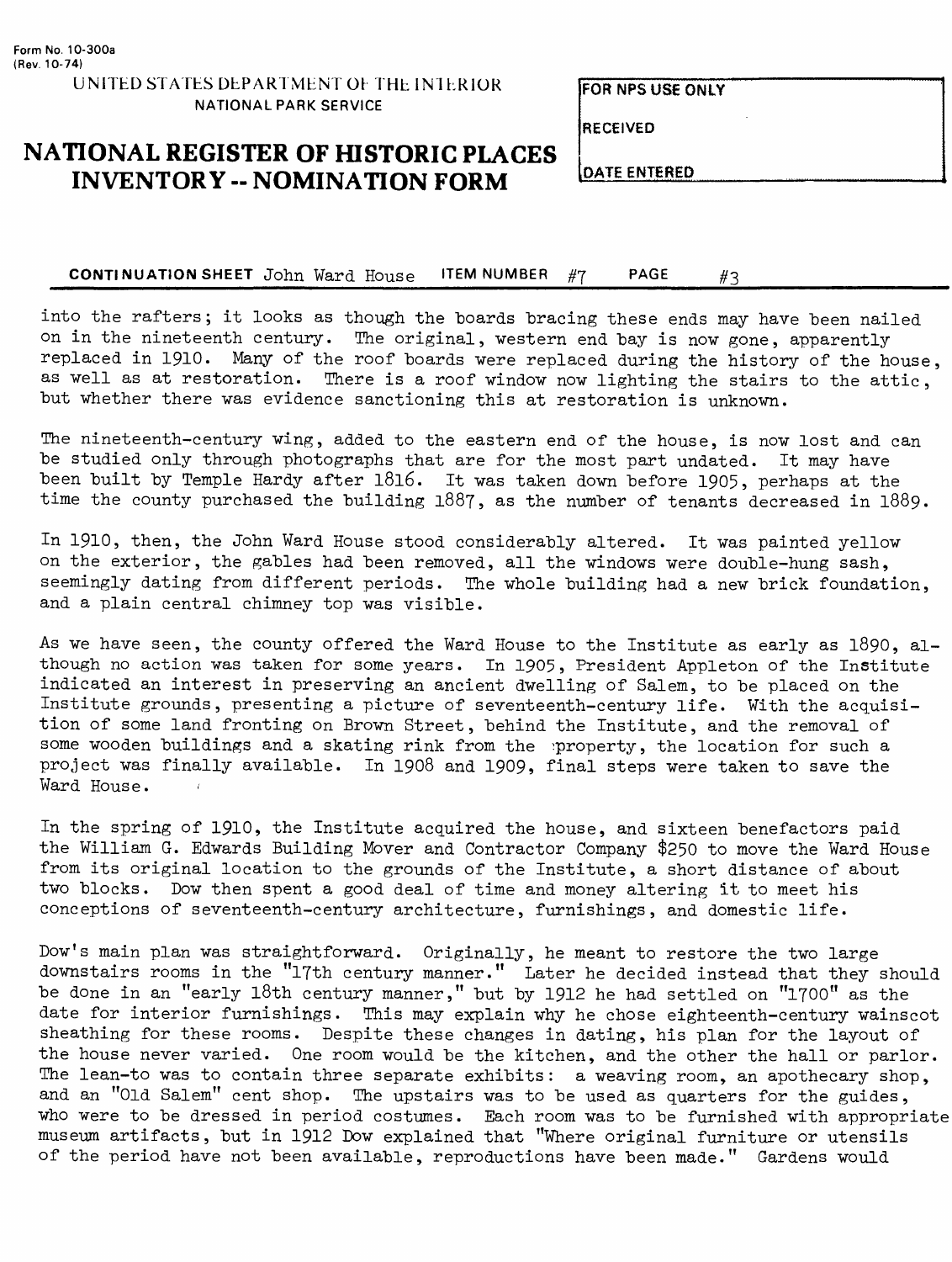**CONTINUATION SHEET** John Ward House **ITEM NUMBER** #7 **PAGE** #3

into the rafters; it looks as though the boards bracing these ends may have been nailed on in the nineteenth century. The original, western end bay is now gone, apparently replaced in 1910. Many of the roof boards were replaced during the history of the house, as well as at restoration. There is a roof window now lighting the stairs to the attic, but whether there was evidence sanctioning this at restoration is unknown.

The nineteenth-century wing, added to the eastern end of the house, is now lost and can be studied only through photographs that are for the most part undated. It may have been built by Temple Hardy after 1816. It was taken down before 1905, perhaps at the time the county purchased the building 1887, as the number of tenants decreased in 1889.

In 1910, then, the John Ward House stood considerably altered. It was painted yellow on the exterior, the gables had been removed, all the windows were double-hung sash, seemingly dating from different periods. The whole building had a new brick foundation, and a plain central chimney top was visible.

As we have seen, the county offered the Ward House to the Institute as early as 1890, although no action was taken for some years. In 1905, President Appleton of the Institute indicated an interest in preserving an ancient dwelling of Salem, to be placed on the Institute grounds, presenting a picture of seventeenth-century life. With the acquisition of some land fronting on Brown Street, behind the Institute, and the removal of some wooden buildings and a skating rink from the property, the location for such a project was finally available. In 1908 and 1909, final steps were taken to save the Ward House.

In the spring of 1910, the Institute acquired the house, and sixteen benefactors paid the William G. Edwards Building Mover and Contractor Company $250 to move the Ward House from its original location to the grounds of the Institute, a short distance of about two blocks. Dow then spent a good deal of time and money altering it to meet his conceptions of seventeenth-century architecture, furnishings, and domestic life.

Dow's main plan was straightforward. Originally, he meant to restore the two large downstairs rooms in the "17th century manner." Later he decided instead that they should be done in an "early 18th century manner," but by 1912 he had settled on "1700" as the date for interior furnishings. This may explain why he chose eighteenth-century wainscot sheathing for these rooms. Despite these changes in dating, his plan for the layout of the house never varied. One room would be the kitchen, and the other the hall or parlor. The lean-to was to contain three separate exhibits: a weaving room, an apothecary shop, and an "Old Salem" cent shop. The upstairs was to be used as quarters for the guides, who were to be dressed in period costumes. Each room was to be furnished with appropriate museum artifacts, but in 1912 Dow explained that "Where original furniture or utensils of the period have not been available, reproductions have been made." Gardens would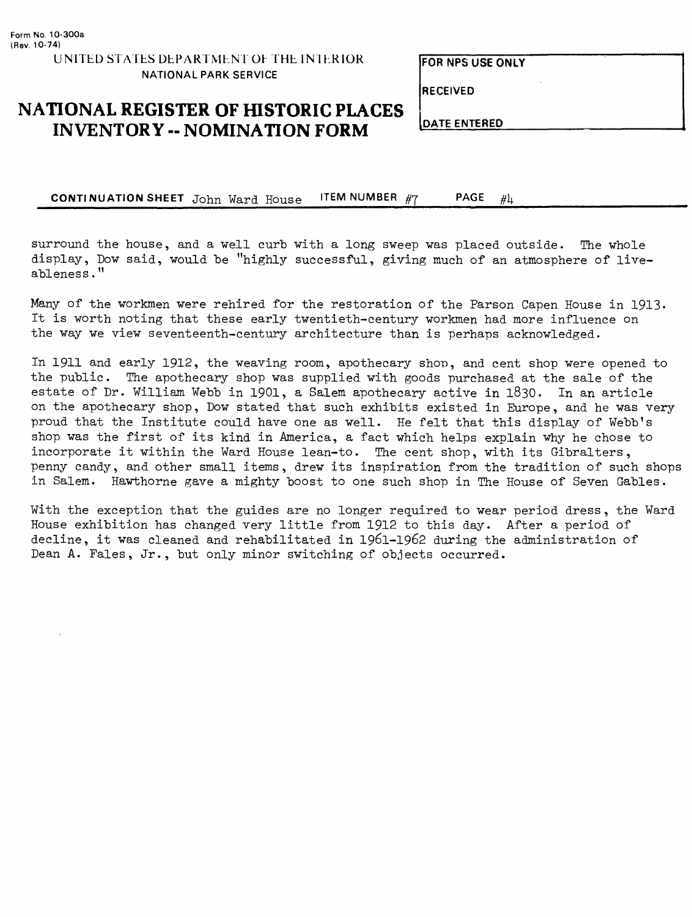**CONTINUATION SHEET** John Ward House **ITEM NUMBER** #7 **PAGE** #4

surround the house, and a well curb with a long sweep was placed outside. The whole display, Dow said, would be "highly successful, giving much of an atmosphere of liveableness."

Many of the workmen were rehired for the restoration of the Parson Capen House in 1913. It is worth noting that these early twentieth-century workmen had more influence on the way we view seventeenth-century architecture than is perhaps acknowledged.

In 1911 and early 1912, the weaving room, apothecary shop, and cent shop were opened to the public. The apothecary shop was supplied with goods purchased at the sale of the estate of Dr. William Webb in 1901, a Salem apothecary active in 1830. In an article on the apothecary shop, Dow stated that such exhibits existed in Europe, and he was very proud that the Institute could have one as well. He felt that this display of Webb's shop was the first of its kind in America, a fact which helps explain why he chose to incorporate it within the Ward House lean-to. The cent shop, with its Gibralters, penny candy, and other small items, drew its inspiration from the tradition of such shops in Salem. Hawthorne gave a mighty boost to one such shop in The House of Seven Gables.

With the exception that the guides are no longer required to wear period dress, the Ward House exhibition has changed very little from 1912 to this day. After a period of decline, it was cleaned and rehabilitated in 1961-1962 during the administration of Dean A. Fales, Jr., but only minor switching of objects occurred.